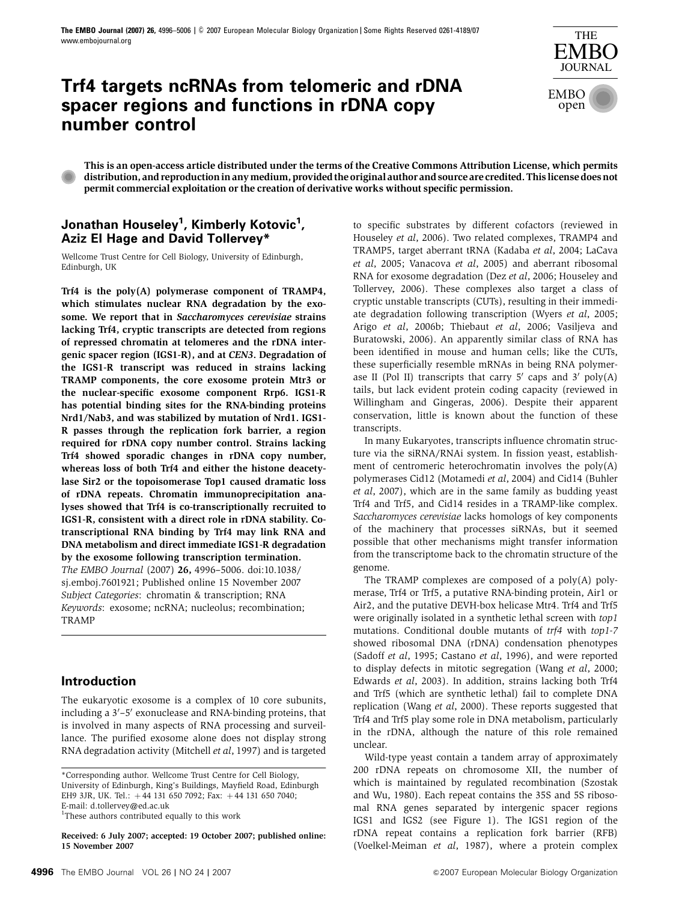# Trf4 targets ncRNAs from telomeric and rDNA spacer regions and functions in rDNA copy number control

**This is an open-access article distributed under the terms of the Creative Commons Attribution License, which permits distribution, and reproduction in any medium, provided the original author and source are credited. This license does not permit commercial exploitation or the creation of derivative works without specific permission.**

## Jonathan Houseley[1], Kimberly Kotovic[1], Aziz El Hage and David Tollervey*

Wellcome Trust Centre for Cell Biology, University of Edinburgh, Edinburgh, UK

**Trf4 is the poly(A) polymerase component of TRAMP4, which stimulates nuclear RNA degradation by the exosome. We report that in *Saccharomyces cerevisiae* strains lacking Trf4, cryptic transcripts are detected from regions of repressed chromatin at telomeres and the rDNA intergenic spacer region (IGS1-R), and at *CEN3*. Degradation of the IGS1-R transcript was reduced in strains lacking TRAMP components, the core exosome protein Mtr3 or the nuclear-specific exosome component Rrp6. IGS1-R has potential binding sites for the RNA-binding proteins Nrd1/Nab3, and was stabilized by mutation of Nrd1. IGS1-R passes through the replication fork barrier, a region required for rDNA copy number control. Strains lacking Trf4 showed sporadic changes in rDNA copy number, whereas loss of both Trf4 and either the histone deacetylase Sir2 or the topoisomerase Top1 caused dramatic loss of rDNA repeats. Chromatin immunoprecipitation analyses showed that Trf4 is co-transcriptionally recruited to IGS1-R, consistent with a direct role in rDNA stability. Co-transcriptional RNA binding by Trf4 may link RNA and DNA metabolism and direct immediate IGS1-R degradation by the exosome following transcription termination.**

*The EMBO Journal* (2007) **26,** 4996–5006. doi:10.1038/sj.emboj.7601921; Published online 15 November 2007

*Subject Categories*: chromatin & transcription; RNA

*Keywords*: exosome; ncRNA; nucleolus; recombination; TRAMP

## Introduction

The eukaryotic exosome is a complex of 10 core subunits, including a 3′–5′ exonuclease and RNA-binding proteins, that is involved in many aspects of RNA processing and surveillance. The purified exosome alone does not display strong RNA degradation activity (Mitchell *et al*, 1997) and is targeted to specific substrates by different cofactors (reviewed in Houseley *et al*, 2006). Two related complexes, TRAMP4 and TRAMP5, target aberrant tRNA (Kadaba *et al*, 2004; LaCava *et al*, 2005; Vanacova *et al*, 2005) and aberrant ribosomal RNA for exosome degradation (Dez *et al*, 2006; Houseley and Tollervey, 2006). These complexes also target a class of cryptic unstable transcripts (CUTs), resulting in their immediate degradation following transcription (Wyers *et al*, 2005; Arigo *et al*, 2006b; Thiebaut *et al*, 2006; Vasiljeva and Buratowski, 2006). An apparently similar class of RNA has been identified in mouse and human cells; like the CUTs, these superficially resemble mRNAs in being RNA polymerase II (Pol II) transcripts that carry 5′ caps and 3′ poly(A) tails, but lack evident protein coding capacity (reviewed in Willingham and Gingeras, 2006). Despite their apparent conservation, little is known about the function of these transcripts.

In many Eukaryotes, transcripts influence chromatin structure via the siRNA/RNAi system. In fission yeast, establishment of centromeric heterochromatin involves the poly(A) polymerases Cid12 (Motamedi *et al*, 2004) and Cid14 (Buhler *et al*, 2007), which are in the same family as budding yeast Trf4 and Trf5, and Cid14 resides in a TRAMP-like complex. *Saccharomyces cerevisiae* lacks homologs of key components of the machinery that processes siRNAs, but it seemed possible that other mechanisms might transfer information from the transcriptome back to the chromatin structure of the genome.

The TRAMP complexes are composed of a poly(A) polymerase, Trf4 or Trf5, a putative RNA-binding protein, Air1 or Air2, and the putative DEVH-box helicase Mtr4. Trf4 and Trf5 were originally isolated in a synthetic lethal screen with *top1* mutations. Conditional double mutants of *trf4* with *top1-7* showed ribosomal DNA (rDNA) condensation phenotypes (Sadoff *et al*, 1995; Castano *et al*, 1996), and were reported to display defects in mitotic segregation (Wang *et al*, 2000; Edwards *et al*, 2003). In addition, strains lacking both Trf4 and Trf5 (which are synthetic lethal) fail to complete DNA replication (Wang *et al*, 2000). These reports suggested that Trf4 and Trf5 play some role in DNA metabolism, particularly in the rDNA, although the nature of this role remained unclear.

Wild-type yeast contain a tandem array of approximately 200 rDNA repeats on chromosome XII, the number of which is maintained by regulated recombination (Szostak and Wu, 1980). Each repeat contains the 35S and 5S ribosomal RNA genes separated by intergenic spacer regions IGS1 and IGS2 (see Figure 1). The IGS1 region of the rDNA repeat contains a replication fork barrier (RFB) (Voelkel-Meiman *et al*, 1987), where a protein complex

*Corresponding author. Wellcome Trust Centre for Cell Biology, University of Edinburgh, King's Buildings, Mayfield Road, Edinburgh EH9 3JR, UK. Tel.: +44 131 650 7092; Fax: +44 131 650 7040; E-mail: d.tollervey@ed.ac.uk

[1]These authors contributed equally to this work

**Received: 6 July 2007; accepted: 19 October 2007; published online: 15 November 2007**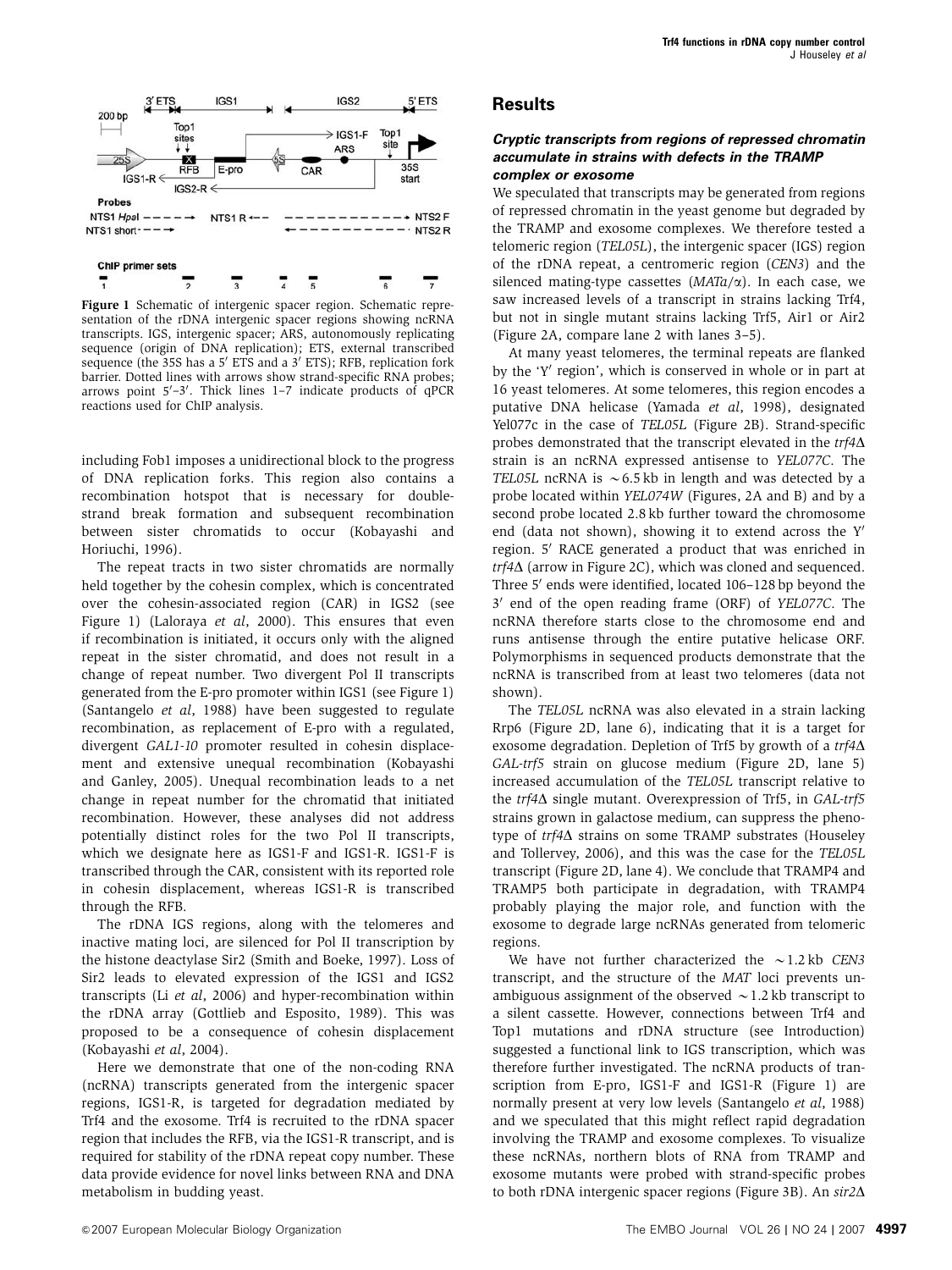**Figure 1** Schematic of intergenic spacer region. Schematic representation of the rDNA intergenic spacer regions showing ncRNA transcripts. IGS, intergenic spacer; ARS, autonomously replicating sequence (origin of DNA replication); ETS, external transcribed sequence (the 35S has a 5′ ETS and a 3′ ETS); RFB, replication fork barrier. Dotted lines with arrows show strand-specific RNA probes; arrows point 5′–3′. Thick lines 1–7 indicate products of qPCR reactions used for ChIP analysis.

including Fob1 imposes a unidirectional block to the progress of DNA replication forks. This region also contains a recombination hotspot that is necessary for double-strand break formation and subsequent recombination between sister chromatids to occur (Kobayashi and Horiuchi, 1996).

The repeat tracts in two sister chromatids are normally held together by the cohesin complex, which is concentrated over the cohesin-associated region (CAR) in IGS2 (see Figure 1) (Laloraya *et al*, 2000). This ensures that even if recombination is initiated, it occurs only with the aligned repeat in the sister chromatid, and does not result in a change of repeat number. Two divergent Pol II transcripts generated from the E-pro promoter within IGS1 (see Figure 1) (Santangelo *et al*, 1988) have been suggested to regulate recombination, as replacement of E-pro with a regulated, divergent *GAL1-10* promoter resulted in cohesin displacement and extensive unequal recombination (Kobayashi and Ganley, 2005). Unequal recombination leads to a net change in repeat number for the chromatid that initiated recombination. However, these analyses did not address potentially distinct roles for the two Pol II transcripts, which we designate here as IGS1-F and IGS1-R. IGS1-F is transcribed through the CAR, consistent with its reported role in cohesin displacement, whereas IGS1-R is transcribed through the RFB.

The rDNA IGS regions, along with the telomeres and inactive mating loci, are silenced for Pol II transcription by the histone deactylase Sir2 (Smith and Boeke, 1997). Loss of Sir2 leads to elevated expression of the IGS1 and IGS2 transcripts (Li *et al*, 2006) and hyper-recombination within the rDNA array (Gottlieb and Esposito, 1989). This was proposed to be a consequence of cohesin displacement (Kobayashi *et al*, 2004).

Here we demonstrate that one of the non-coding RNA (ncRNA) transcripts generated from the intergenic spacer regions, IGS1-R, is targeted for degradation mediated by Trf4 and the exosome. Trf4 is recruited to the rDNA spacer region that includes the RFB, via the IGS1-R transcript, and is required for stability of the rDNA repeat copy number. These data provide evidence for novel links between RNA and DNA metabolism in budding yeast.

## Results

### Cryptic transcripts from regions of repressed chromatin accumulate in strains with defects in the TRAMP complex or exosome

We speculated that transcripts may be generated from regions of repressed chromatin in the yeast genome but degraded by the TRAMP and exosome complexes. We therefore tested a telomeric region (*TEL05L*), the intergenic spacer (IGS) region of the rDNA repeat, a centromeric region (*CEN3*) and the silenced mating-type cassettes (*MAT*a/α). In each case, we saw increased levels of a transcript in strains lacking Trf4, but not in single mutant strains lacking Trf5, Air1 or Air2 (Figure 2A, compare lane 2 with lanes 3–5).

At many yeast telomeres, the terminal repeats are flanked by the 'Y′' region', which is conserved in whole or in part at 16 yeast telomeres. At some telomeres, this region encodes a putative DNA helicase (Yamada *et al*, 1998), designated Yel077c in the case of *TEL05L* (Figure 2B). Strand-specific probes demonstrated that the transcript elevated in the *trf4*Δ strain is an ncRNA expressed antisense to *YEL077C*. The *TEL05L* ncRNA is ∼6.5 kb in length and was detected by a probe located within *YEL074W* (Figures, 2A and B) and by a second probe located 2.8 kb further toward the chromosome end (data not shown), showing it to extend across the Y′ region. 5′ RACE generated a product that was enriched in *trf4*Δ (arrow in Figure 2C), which was cloned and sequenced. Three 5′ ends were identified, located 106–128 bp beyond the 3′ end of the open reading frame (ORF) of *YEL077C*. The ncRNA therefore starts close to the chromosome end and runs antisense through the entire putative helicase ORF. Polymorphisms in sequenced products demonstrate that the ncRNA is transcribed from at least two telomeres (data not shown).

The *TEL05L* ncRNA was also elevated in a strain lacking Rrp6 (Figure 2D, lane 6), indicating that it is a target for exosome degradation. Depletion of Trf5 by growth of a *trf4*Δ *GAL-trf5* strain on glucose medium (Figure 2D, lane 5) increased accumulation of the *TEL05L* transcript relative to the *trf4*Δ single mutant. Overexpression of Trf5, in *GAL-trf5* strains grown in galactose medium, can suppress the phenotype of *trf4*Δ strains on some TRAMP substrates (Houseley and Tollervey, 2006), and this was the case for the *TEL05L* transcript (Figure 2D, lane 4). We conclude that TRAMP4 and TRAMP5 both participate in degradation, with TRAMP4 probably playing the major role, and function with the exosome to degrade large ncRNAs generated from telomeric regions.

We have not further characterized the ∼1.2 kb *CEN3* transcript, and the structure of the *MAT* loci prevents unambiguous assignment of the observed ∼1.2 kb transcript to a silent cassette. However, connections between Trf4 and Top1 mutations and rDNA structure (see Introduction) suggested a functional link to IGS transcription, which was therefore further investigated. The ncRNA products of transcription from E-pro, IGS1-F and IGS1-R (Figure 1) are normally present at very low levels (Santangelo *et al*, 1988) and we speculated that this might reflect rapid degradation involving the TRAMP and exosome complexes. To visualize these ncRNAs, northern blots of RNA from TRAMP and exosome mutants were probed with strand-specific probes to both rDNA intergenic spacer regions (Figure 3B). An *sir2*Δ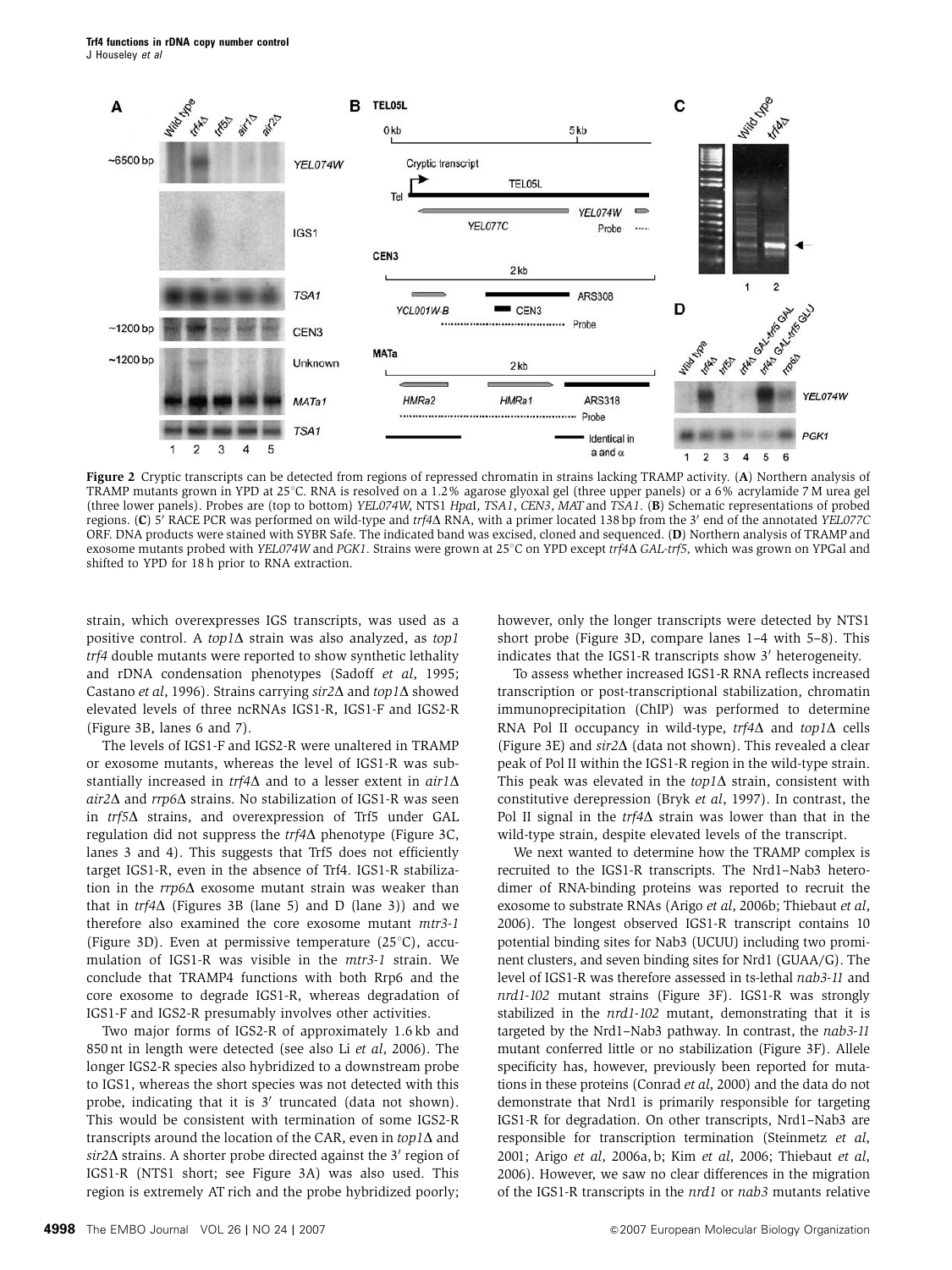**Figure 2** Cryptic transcripts can be detected from regions of repressed chromatin in strains lacking TRAMP activity. (**A**) Northern analysis of TRAMP mutants grown in YPD at 25°C. RNA is resolved on a 1.2% agarose glyoxal gel (three upper panels) or a 6% acrylamide 7 M urea gel (three lower panels). Probes are (top to bottom) *YEL074W*, NTS1 *Hpa*I, *TSA1*, *CEN3*, *MAT* and *TSA1*. (**B**) Schematic representations of probed regions. (**C**) 5′ RACE PCR was performed on wild-type and *trf4*Δ RNA, with a primer located 138 bp from the 3′ end of the annotated *YEL077C* ORF. DNA products were stained with SYBR Safe. The indicated band was excised, cloned and sequenced. (**D**) Northern analysis of TRAMP and exosome mutants probed with *YEL074W* and *PGK1*. Strains were grown at 25°C on YPD except *trf4*Δ *GAL-trf5*, which was grown on YPGal and shifted to YPD for 18 h prior to RNA extraction.

strain, which overexpresses IGS transcripts, was used as a positive control. A *top1*Δ strain was also analyzed, as *top1 trf4* double mutants were reported to show synthetic lethality and rDNA condensation phenotypes (Sadoff *et al*, 1995; Castano *et al*, 1996). Strains carrying *sir2*Δ and *top1*Δ showed elevated levels of three ncRNAs IGS1-R, IGS1-F and IGS2-R (Figure 3B, lanes 6 and 7).

The levels of IGS1-F and IGS2-R were unaltered in TRAMP or exosome mutants, whereas the level of IGS1-R was substantially increased in *trf4*Δ and to a lesser extent in *air1*Δ *air2*Δ and *rrp6*Δ strains. No stabilization of IGS1-R was seen in *trf5*Δ strains, and overexpression of Trf5 under GAL regulation did not suppress the *trf4*Δ phenotype (Figure 3C, lanes 3 and 4). This suggests that Trf5 does not efficiently target IGS1-R, even in the absence of Trf4. IGS1-R stabilization in the *rrp6*Δ exosome mutant strain was weaker than that in *trf4*Δ (Figures 3B (lane 5) and D (lane 3)) and we therefore also examined the core exosome mutant *mtr3-1* (Figure 3D). Even at permissive temperature (25°C), accumulation of IGS1-R was visible in the *mtr3-1* strain. We conclude that TRAMP4 functions with both Rrp6 and the core exosome to degrade IGS1-R, whereas degradation of IGS1-F and IGS2-R presumably involves other activities.

Two major forms of IGS2-R of approximately 1.6 kb and 850 nt in length were detected (see also Li *et al*, 2006). The longer IGS2-R species also hybridized to a downstream probe to IGS1, whereas the short species was not detected with this probe, indicating that it is 3′ truncated (data not shown). This would be consistent with termination of some IGS2-R transcripts around the location of the CAR, even in *top1*Δ and *sir2*Δ strains. A shorter probe directed against the 3′ region of IGS1-R (NTS1 short; see Figure 3A) was also used. This region is extremely AT rich and the probe hybridized poorly; however, only the longer transcripts were detected by NTS1 short probe (Figure 3D, compare lanes 1–4 with 5–8). This indicates that the IGS1-R transcripts show 3′ heterogeneity.

To assess whether increased IGS1-R RNA reflects increased transcription or post-transcriptional stabilization, chromatin immunoprecipitation (ChIP) was performed to determine RNA Pol II occupancy in wild-type, *trf4*Δ and *top1*Δ cells (Figure 3E) and *sir2*Δ (data not shown). This revealed a clear peak of Pol II within the IGS1-R region in the wild-type strain. This peak was elevated in the *top1*Δ strain, consistent with constitutive derepression (Bryk *et al*, 1997). In contrast, the Pol II signal in the *trf4*Δ strain was lower than that in the wild-type strain, despite elevated levels of the transcript.

We next wanted to determine how the TRAMP complex is recruited to the IGS1-R transcripts. The Nrd1–Nab3 heterodimer of RNA-binding proteins was reported to recruit the exosome to substrate RNAs (Arigo *et al*, 2006b; Thiebaut *et al*, 2006). The longest observed IGS1-R transcript contains 10 potential binding sites for Nab3 (UCUU) including two prominent clusters, and seven binding sites for Nrd1 (GUAA/G). The level of IGS1-R was therefore assessed in ts-lethal *nab3-11* and *nrd1-102* mutant strains (Figure 3F). IGS1-R was strongly stabilized in the *nrd1-102* mutant, demonstrating that it is targeted by the Nrd1–Nab3 pathway. In contrast, the *nab3-11* mutant conferred little or no stabilization (Figure 3F). Allele specificity has, however, previously been reported for mutations in these proteins (Conrad *et al*, 2000) and the data do not demonstrate that Nrd1 is primarily responsible for targeting IGS1-R for degradation. On other transcripts, Nrd1–Nab3 are responsible for transcription termination (Steinmetz *et al*, 2001; Arigo *et al*, 2006a, b; Kim *et al*, 2006; Thiebaut *et al*, 2006). However, we saw no clear differences in the migration of the IGS1-R transcripts in the *nrd1* or *nab3* mutants relative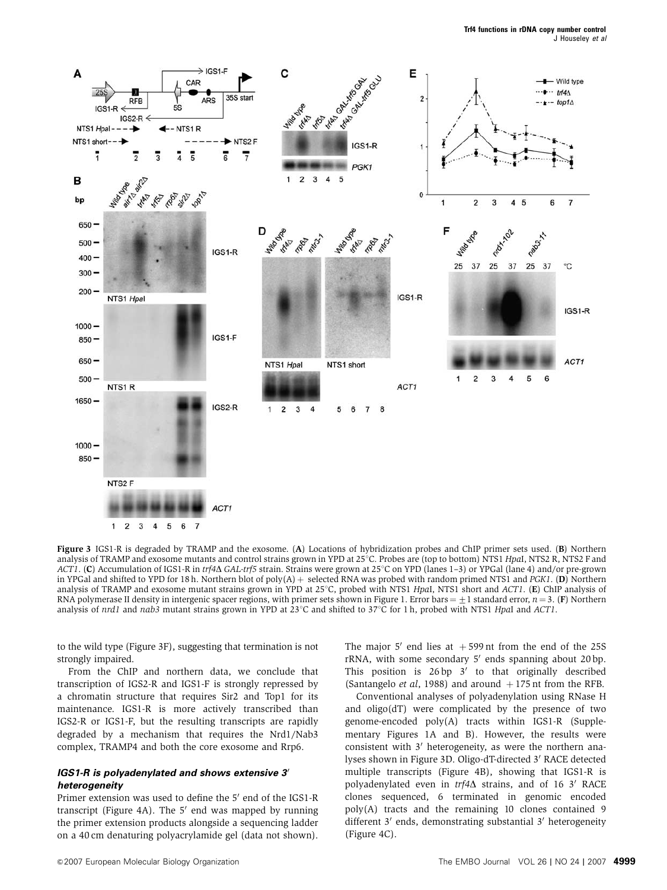**Figure 3** IGS1-R is degraded by TRAMP and the exosome. (**A**) Locations of hybridization probes and ChIP primer sets used. (**B**) Northern analysis of TRAMP and exosome mutants and control strains grown in YPD at 25°C. Probes are (top to bottom) NTS1 *Hpa*I, NTS2 R, NTS2 F and *ACT1*. (**C**) Accumulation of IGS1-R in *trf4*Δ *GAL-trf5* strain. Strains were grown at 25°C on YPD (lanes 1–3) or YPGal (lane 4) and/or pre-grown in YPGal and shifted to YPD for 18 h. Northern blot of poly(A)+ selected RNA was probed with random primed NTS1 and *PGK1*. (**D**) Northern analysis of TRAMP and exosome mutant strains grown in YPD at 25°C, probed with NTS1 *Hpa*I, NTS1 short and *ACT1*. (**E**) ChIP analysis of RNA polymerase II density in intergenic spacer regions, with primer sets shown in Figure 1. Error bars = ±1 standard error, $n = 3$. (**F**) Northern analysis of *nrd1* and *nab3* mutant strains grown in YPD at 23°C and shifted to 37°C for 1 h, probed with NTS1 *Hpa*I and *ACT1*.

to the wild type (Figure 3F), suggesting that termination is not strongly impaired.

From the ChIP and northern data, we conclude that transcription of IGS2-R and IGS1-F is strongly repressed by a chromatin structure that requires Sir2 and Top1 for its maintenance. IGS1-R is more actively transcribed than IGS2-R or IGS1-F, but the resulting transcripts are rapidly degraded by a mechanism that requires the Nrd1/Nab3 complex, TRAMP4 and both the core exosome and Rrp6.

### *IGS1-R is polyadenylated and shows extensive 3′ heterogeneity*

Primer extension was used to define the 5′ end of the IGS1-R transcript (Figure 4A). The 5′ end was mapped by running the primer extension products alongside a sequencing ladder on a 40 cm denaturing polyacrylamide gel (data not shown). The major 5′ end lies at +599 nt from the end of the 25S rRNA, with some secondary 5′ ends spanning about 20 bp. This position is 26 bp 3′ to that originally described (Santangelo *et al*, 1988) and around +175 nt from the RFB.

Conventional analyses of polyadenylation using RNase H and oligo(dT) were complicated by the presence of two genome-encoded poly(A) tracts within IGS1-R (Supplementary Figures 1A and B). However, the results were consistent with 3′ heterogeneity, as were the northern analyses shown in Figure 3D. Oligo-dT-directed 3′ RACE detected multiple transcripts (Figure 4B), showing that IGS1-R is polyadenylated even in *trf4*Δ strains, and of 16 3′ RACE clones sequenced, 6 terminated in genomic encoded poly(A) tracts and the remaining 10 clones contained 9 different 3′ ends, demonstrating substantial 3′ heterogeneity (Figure 4C).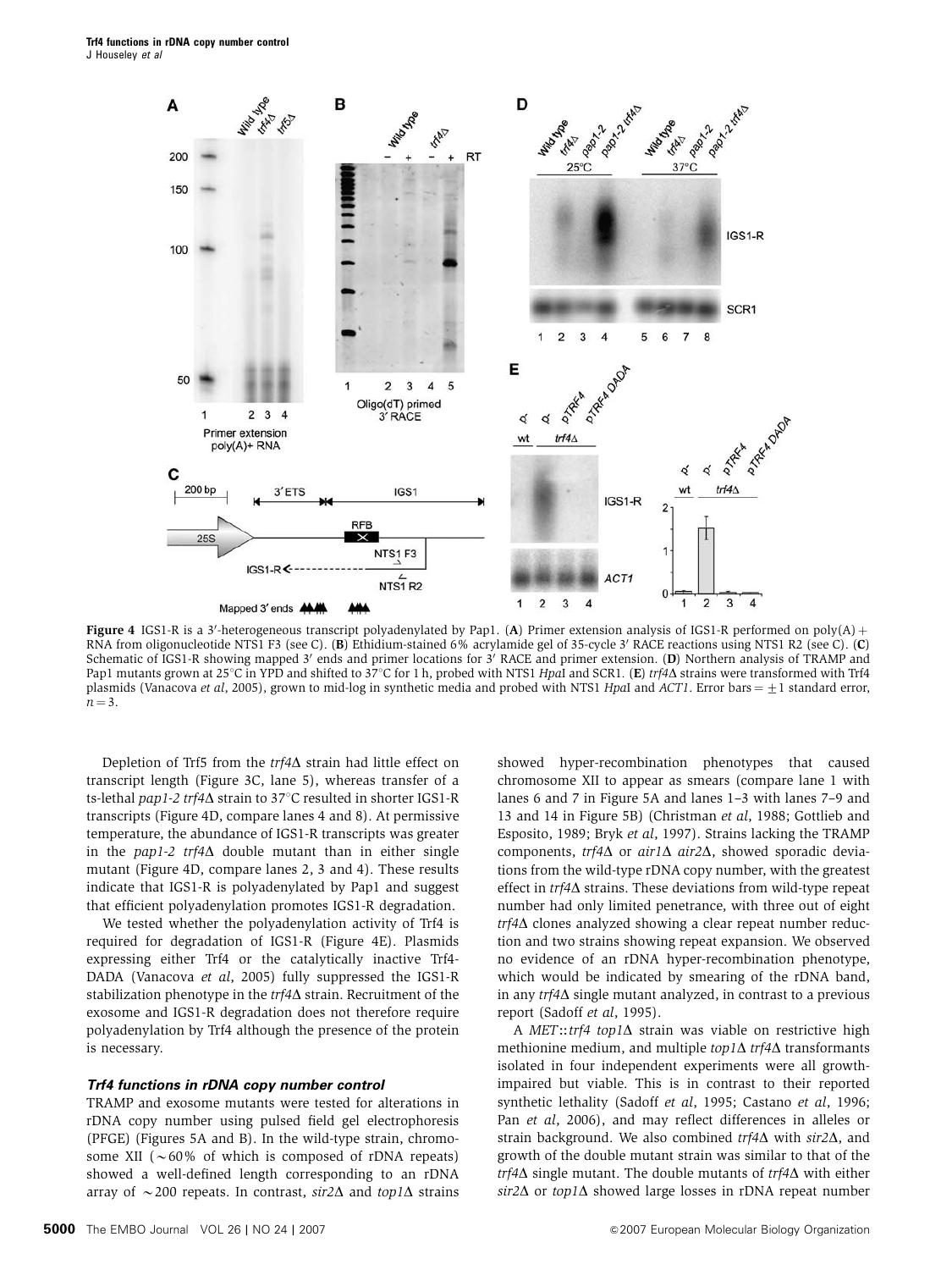**Figure 4** IGS1-R is a 3′-heterogeneous transcript polyadenylated by Pap1. (**A**) Primer extension analysis of IGS1-R performed on poly(A)+ RNA from oligonucleotide NTS1 F3 (see C). (**B**) Ethidium-stained 6% acrylamide gel of 35-cycle 3′ RACE reactions using NTS1 R2 (see C). (**C**) Schematic of IGS1-R showing mapped 3′ ends and primer locations for 3′ RACE and primer extension. (**D**) Northern analysis of TRAMP and Pap1 mutants grown at 25°C in YPD and shifted to 37°C for 1 h, probed with NTS1 *Hpa*I and SCR1. (**E**) *trf4Δ* strains were transformed with Trf4 plasmids (Vanacova *et al*, 2005), grown to mid-log in synthetic media and probed with NTS1 *Hpa*I and *ACT1*. Error bars = ±1 standard error, $n = 3$.

Depletion of Trf5 from the *trf4Δ* strain had little effect on transcript length (Figure 3C, lane 5), whereas transfer of a ts-lethal *pap1-2 trf4Δ* strain to 37°C resulted in shorter IGS1-R transcripts (Figure 4D, compare lanes 4 and 8). At permissive temperature, the abundance of IGS1-R transcripts was greater in the *pap1-2 trf4Δ* double mutant than in either single mutant (Figure 4D, compare lanes 2, 3 and 4). These results indicate that IGS1-R is polyadenylated by Pap1 and suggest that efficient polyadenylation promotes IGS1-R degradation.

We tested whether the polyadenylation activity of Trf4 is required for degradation of IGS1-R (Figure 4E). Plasmids expressing either Trf4 or the catalytically inactive Trf4-DADA (Vanacova *et al*, 2005) fully suppressed the IGS1-R stabilization phenotype in the *trf4Δ* strain. Recruitment of the exosome and IGS1-R degradation does not therefore require polyadenylation by Trf4 although the presence of the protein is necessary.

### Trf4 functions in rDNA copy number control

TRAMP and exosome mutants were tested for alterations in rDNA copy number using pulsed field gel electrophoresis (PFGE) (Figures 5A and B). In the wild-type strain, chromosome XII (∼60% of which is composed of rDNA repeats) showed a well-defined length corresponding to an rDNA array of ∼200 repeats. In contrast, *sir2Δ* and *top1Δ* strains showed hyper-recombination phenotypes that caused chromosome XII to appear as smears (compare lane 1 with lanes 6 and 7 in Figure 5A and lanes 1–3 with lanes 7–9 and 13 and 14 in Figure 5B) (Christman *et al*, 1988; Gottlieb and Esposito, 1989; Bryk *et al*, 1997). Strains lacking the TRAMP components, *trf4Δ* or *air1Δ air2Δ*, showed sporadic deviations from the wild-type rDNA copy number, with the greatest effect in *trf4Δ* strains. These deviations from wild-type repeat number had only limited penetrance, with three out of eight *trf4Δ* clones analyzed showing a clear repeat number reduction and two strains showing repeat expansion. We observed no evidence of an rDNA hyper-recombination phenotype, which would be indicated by smearing of the rDNA band, in any *trf4Δ* single mutant analyzed, in contrast to a previous report (Sadoff *et al*, 1995).

A *MET*::*trf4 top1Δ* strain was viable on restrictive high methionine medium, and multiple *top1Δ trf4Δ* transformants isolated in four independent experiments were all growth-impaired but viable. This is in contrast to their reported synthetic lethality (Sadoff *et al*, 1995; Castano *et al*, 1996; Pan *et al*, 2006), and may reflect differences in alleles or strain background. We also combined *trf4Δ* with *sir2Δ*, and growth of the double mutant strain was similar to that of the *trf4Δ* single mutant. The double mutants of *trf4Δ* with either *sir2Δ* or *top1Δ* showed large losses in rDNA repeat number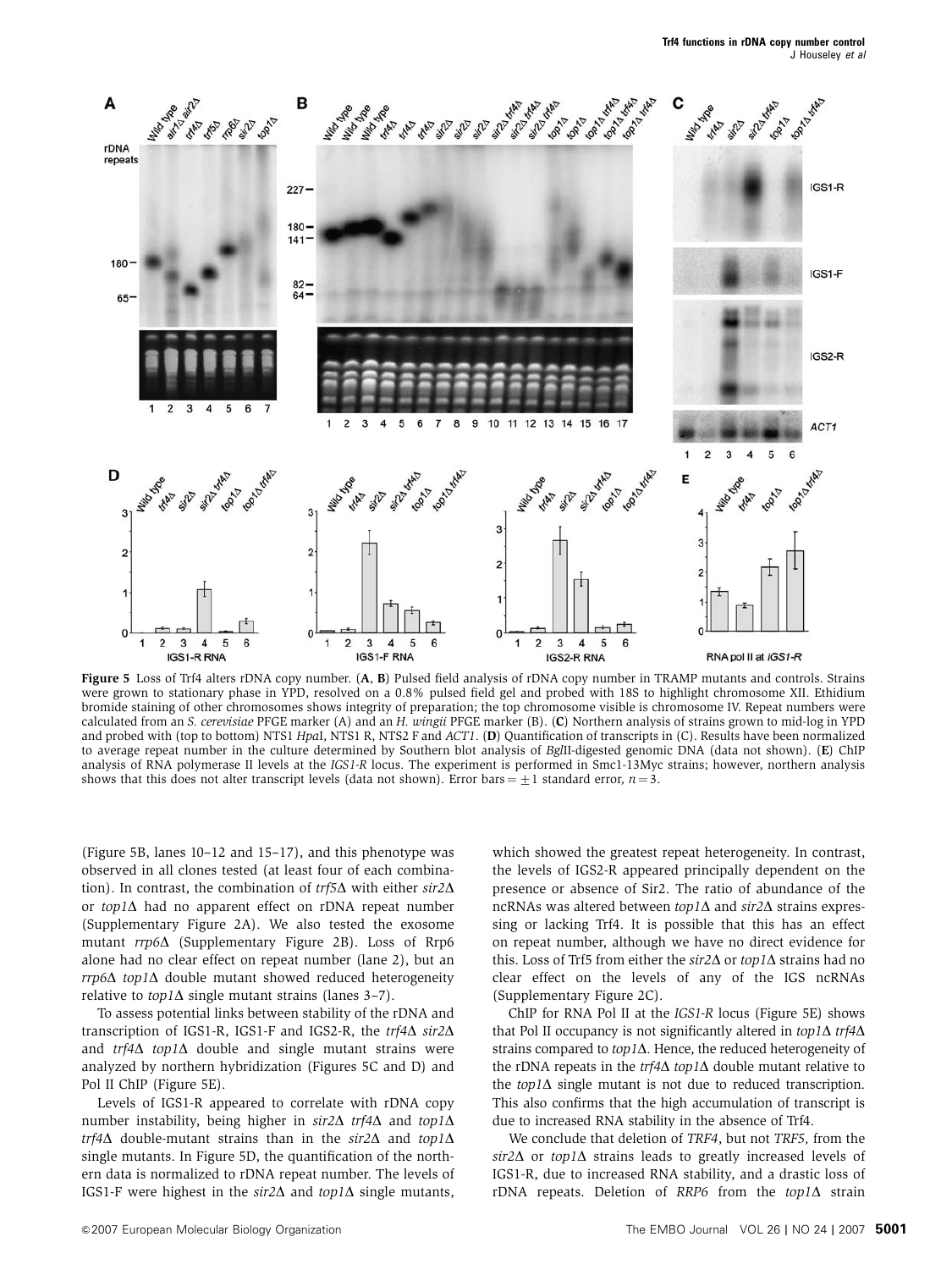**Figure 5** Loss of Trf4 alters rDNA copy number. (**A**, **B**) Pulsed field analysis of rDNA copy number in TRAMP mutants and controls. Strains were grown to stationary phase in YPD, resolved on a 0.8% pulsed field gel and probed with 18S to highlight chromosome XII. Ethidium bromide staining of other chromosomes shows integrity of preparation; the top chromosome visible is chromosome IV. Repeat numbers were calculated from an *S. cerevisiae* PFGE marker (A) and an *H. wingii* PFGE marker (B). (**C**) Northern analysis of strains grown to mid-log in YPD and probed with (top to bottom) NTS1 *Hpa*I, NTS1 R, NTS2 F and *ACT1*. (**D**) Quantification of transcripts in (C). Results have been normalized to average repeat number in the culture determined by Southern blot analysis of *Bgl*II-digested genomic DNA (data not shown). (**E**) ChIP analysis of RNA polymerase II levels at the *IGS1-R* locus. The experiment is performed in Smc1-13Myc strains; however, northern analysis shows that this does not alter transcript levels (data not shown). Error bars = ±1 standard error, $n = 3$.

(Figure 5B, lanes 10–12 and 15–17), and this phenotype was observed in all clones tested (at least four of each combination). In contrast, the combination of *trf5*Δ with either *sir2*Δ or *top1*Δ had no apparent effect on rDNA repeat number (Supplementary Figure 2A). We also tested the exosome mutant *rrp6*Δ (Supplementary Figure 2B). Loss of Rrp6 alone had no clear effect on repeat number (lane 2), but an *rrp6*Δ *top1*Δ double mutant showed reduced heterogeneity relative to *top1*Δ single mutant strains (lanes 3–7).

To assess potential links between stability of the rDNA and transcription of IGS1-R, IGS1-F and IGS2-R, the *trf4*Δ *sir2*Δ and *trf4*Δ *top1*Δ double and single mutant strains were analyzed by northern hybridization (Figures 5C and D) and Pol II ChIP (Figure 5E).

Levels of IGS1-R appeared to correlate with rDNA copy number instability, being higher in *sir2*Δ *trf4*Δ and *top1*Δ *trf4*Δ double-mutant strains than in the *sir2*Δ and *top1*Δ single mutants. In Figure 5D, the quantification of the northern data is normalized to rDNA repeat number. The levels of IGS1-F were highest in the *sir2*Δ and *top1*Δ single mutants, which showed the greatest repeat heterogeneity. In contrast, the levels of IGS2-R appeared principally dependent on the presence or absence of Sir2. The ratio of abundance of the ncRNAs was altered between *top1*Δ and *sir2*Δ strains expressing or lacking Trf4. It is possible that this has an effect on repeat number, although we have no direct evidence for this. Loss of Trf5 from either the *sir2*Δ or *top1*Δ strains had no clear effect on the levels of any of the IGS ncRNAs (Supplementary Figure 2C).

ChIP for RNA Pol II at the *IGS1-R* locus (Figure 5E) shows that Pol II occupancy is not significantly altered in *top1*Δ *trf4*Δ strains compared to *top1*Δ. Hence, the reduced heterogeneity of the rDNA repeats in the *trf4*Δ *top1*Δ double mutant relative to the *top1*Δ single mutant is not due to reduced transcription. This also confirms that the high accumulation of transcript is due to increased RNA stability in the absence of Trf4.

We conclude that deletion of *TRF4*, but not *TRF5*, from the *sir2*Δ or *top1*Δ strains leads to greatly increased levels of IGS1-R, due to increased RNA stability, and a drastic loss of rDNA repeats. Deletion of *RRP6* from the *top1*Δ strain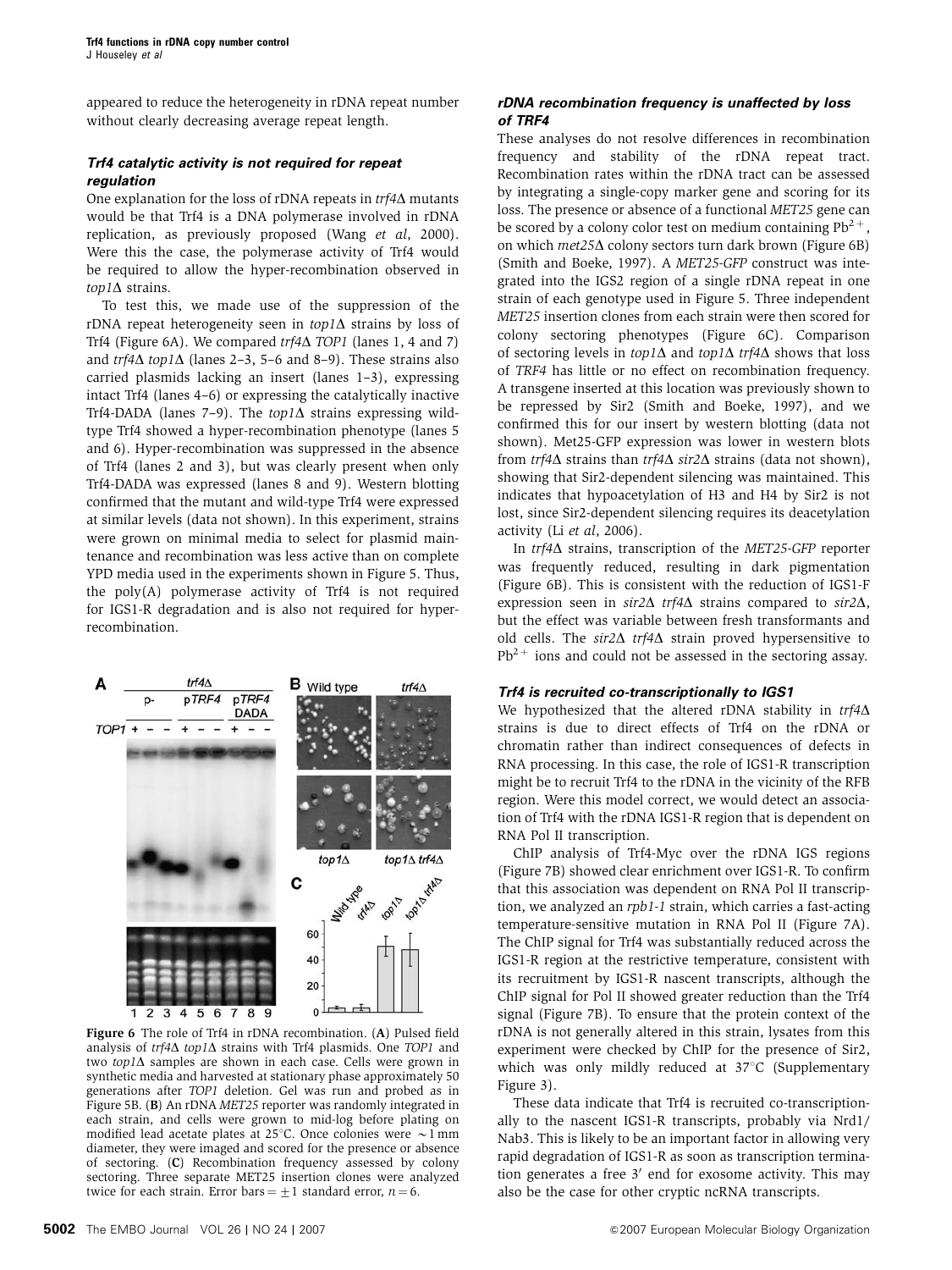appeared to reduce the heterogeneity in rDNA repeat number without clearly decreasing average repeat length.

### *Trf4 catalytic activity is not required for repeat regulation*

One explanation for the loss of rDNA repeats in *trf4Δ* mutants would be that Trf4 is a DNA polymerase involved in rDNA replication, as previously proposed (Wang *et al*, 2000). Were this the case, the polymerase activity of Trf4 would be required to allow the hyper-recombination observed in *top1Δ* strains.

To test this, we made use of the suppression of the rDNA repeat heterogeneity seen in *top1Δ* strains by loss of Trf4 (Figure 6A). We compared *trf4Δ TOP1* (lanes 1, 4 and 7) and *trf4Δ top1Δ* (lanes 2–3, 5–6 and 8–9). These strains also carried plasmids lacking an insert (lanes 1–3), expressing intact Trf4 (lanes 4–6) or expressing the catalytically inactive Trf4-DADA (lanes 7–9). The *top1Δ* strains expressing wild-type Trf4 showed a hyper-recombination phenotype (lanes 5 and 6). Hyper-recombination was suppressed in the absence of Trf4 (lanes 2 and 3), but was clearly present when only Trf4-DADA was expressed (lanes 8 and 9). Western blotting confirmed that the mutant and wild-type Trf4 were expressed at similar levels (data not shown). In this experiment, strains were grown on minimal media to select for plasmid maintenance and recombination was less active than on complete YPD media used in the experiments shown in Figure 5. Thus, the poly(A) polymerase activity of Trf4 is not required for IGS1-R degradation and is also not required for hyper-recombination.

**Figure 6** The role of Trf4 in rDNA recombination. (**A**) Pulsed field analysis of *trf4Δ top1Δ* strains with Trf4 plasmids. One *TOP1* and two *top1Δ* samples are shown in each case. Cells were grown in synthetic media and harvested at stationary phase approximately 50 generations after *TOP1* deletion. Gel was run and probed as in Figure 5B. (**B**) An rDNA *MET25* reporter was randomly integrated in each strain, and cells were grown to mid-log before plating on modified lead acetate plates at 25°C. Once colonies were ∼1 mm diameter, they were imaged and scored for the presence or absence of sectoring. (**C**) Recombination frequency assessed by colony sectoring. Three separate MET25 insertion clones were analyzed twice for each strain. Error bars = ±1 standard error, $n = 6$.

### *rDNA recombination frequency is unaffected by loss of TRF4*

These analyses do not resolve differences in recombination frequency and stability of the rDNA repeat tract. Recombination rates within the rDNA tract can be assessed by integrating a single-copy marker gene and scoring for its loss. The presence or absence of a functional *MET25* gene can be scored by a colony color test on medium containing $Pb^{2+}$, on which *met25Δ* colony sectors turn dark brown (Figure 6B) (Smith and Boeke, 1997). A *MET25-GFP* construct was integrated into the IGS2 region of a single rDNA repeat in one strain of each genotype used in Figure 5. Three independent *MET25* insertion clones from each strain were then scored for colony sectoring phenotypes (Figure 6C). Comparison of sectoring levels in *top1Δ* and *top1Δ trf4Δ* shows that loss of *TRF4* has little or no effect on recombination frequency. A transgene inserted at this location was previously shown to be repressed by Sir2 (Smith and Boeke, 1997), and we confirmed this for our insert by western blotting (data not shown). Met25-GFP expression was lower in western blots from *trf4Δ* strains than *trf4Δ sir2Δ* strains (data not shown), showing that Sir2-dependent silencing was maintained. This indicates that hypoacetylation of H3 and H4 by Sir2 is not lost, since Sir2-dependent silencing requires its deacetylation activity (Li *et al*, 2006).

In *trf4Δ* strains, transcription of the *MET25-GFP* reporter was frequently reduced, resulting in dark pigmentation (Figure 6B). This is consistent with the reduction of IGS1-F expression seen in *sir2Δ trf4Δ* strains compared to *sir2Δ*, but the effect was variable between fresh transformants and old cells. The *sir2Δ trf4Δ* strain proved hypersensitive to $Pb^{2+}$ ions and could not be assessed in the sectoring assay.

### *Trf4 is recruited co-transcriptionally to IGS1*

We hypothesized that the altered rDNA stability in *trf4Δ* strains is due to direct effects of Trf4 on the rDNA or chromatin rather than indirect consequences of defects in RNA processing. In this case, the role of IGS1-R transcription might be to recruit Trf4 to the rDNA in the vicinity of the RFB region. Were this model correct, we would detect an association of Trf4 with the rDNA IGS1-R region that is dependent on RNA Pol II transcription.

ChIP analysis of Trf4-Myc over the rDNA IGS regions (Figure 7B) showed clear enrichment over IGS1-R. To confirm that this association was dependent on RNA Pol II transcription, we analyzed an *rpb1-1* strain, which carries a fast-acting temperature-sensitive mutation in RNA Pol II (Figure 7A). The ChIP signal for Trf4 was substantially reduced across the IGS1-R region at the restrictive temperature, consistent with its recruitment by IGS1-R nascent transcripts, although the ChIP signal for Pol II showed greater reduction than the Trf4 signal (Figure 7B). To ensure that the protein context of the rDNA is not generally altered in this strain, lysates from this experiment were checked by ChIP for the presence of Sir2, which was only mildly reduced at 37°C (Supplementary Figure 3).

These data indicate that Trf4 is recruited co-transcriptionally to the nascent IGS1-R transcripts, probably via Nrd1/Nab3. This is likely to be an important factor in allowing very rapid degradation of IGS1-R as soon as transcription termination generates a free 3′ end for exosome activity. This may also be the case for other cryptic ncRNA transcripts.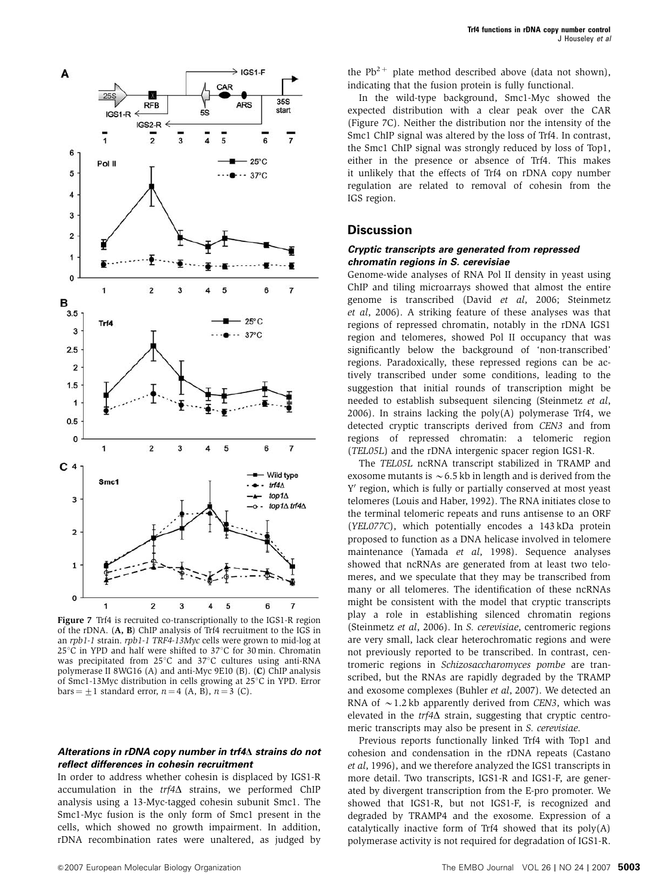Figure 7 Trf4 is recruited co-transcriptionally to the IGS1-R region of the rDNA. (**A, B**) ChIP analysis of Trf4 recruitment to the IGS in an *rpb1-1* strain. *rpb1-1 TRF4-13Myc* cells were grown to mid-log at 25°C in YPD and half were shifted to 37°C for 30 min. Chromatin was precipitated from 25°C and 37°C cultures using anti-RNA polymerase II 8WG16 (A) and anti-Myc 9E10 (B). (**C**) ChIP analysis of Smc1-13Myc distribution in cells growing at 25°C in YPD. Error bars = ±1 standard error, $n = 4$ (A, B), $n = 3$ (C).

### *Alterations in rDNA copy number in trf4Δ strains do not reflect differences in cohesin recruitment*

In order to address whether cohesin is displaced by IGS1-R accumulation in the *trf4Δ* strains, we performed ChIP analysis using a 13-Myc-tagged cohesin subunit Smc1. The Smc1-Myc fusion is the only form of Smc1 present in the cells, which showed no growth impairment. In addition, rDNA recombination rates were unaltered, as judged by the $Pb^{2+}$ plate method described above (data not shown), indicating that the fusion protein is fully functional.

In the wild-type background, Smc1-Myc showed the expected distribution with a clear peak over the CAR (Figure 7C). Neither the distribution nor the intensity of the Smc1 ChIP signal was altered by the loss of Trf4. In contrast, the Smc1 ChIP signal was strongly reduced by loss of Top1, either in the presence or absence of Trf4. This makes it unlikely that the effects of Trf4 on rDNA copy number regulation are related to removal of cohesin from the IGS region.

## Discussion

### *Cryptic transcripts are generated from repressed chromatin regions in S. cerevisiae*

Genome-wide analyses of RNA Pol II density in yeast using ChIP and tiling microarrays showed that almost the entire genome is transcribed (David *et al*, 2006; Steinmetz *et al*, 2006). A striking feature of these analyses was that regions of repressed chromatin, notably in the rDNA IGS1 region and telomeres, showed Pol II occupancy that was significantly below the background of 'non-transcribed' regions. Paradoxically, these repressed regions can be actively transcribed under some conditions, leading to the suggestion that initial rounds of transcription might be needed to establish subsequent silencing (Steinmetz *et al*, 2006). In strains lacking the poly(A) polymerase Trf4, we detected cryptic transcripts derived from *CEN3* and from regions of repressed chromatin: a telomeric region (*TEL05L*) and the rDNA intergenic spacer region IGS1-R.

The *TEL05L* ncRNA transcript stabilized in TRAMP and exosome mutants is ~6.5 kb in length and is derived from the Y′ region, which is fully or partially conserved at most yeast telomeres (Louis and Haber, 1992). The RNA initiates close to the terminal telomeric repeats and runs antisense to an ORF (*YEL077C*), which potentially encodes a 143 kDa protein proposed to function as a DNA helicase involved in telomere maintenance (Yamada *et al*, 1998). Sequence analyses showed that ncRNAs are generated from at least two telomeres, and we speculate that they may be transcribed from many or all telomeres. The identification of these ncRNAs might be consistent with the model that cryptic transcripts play a role in establishing silenced chromatin regions (Steinmetz *et al*, 2006). In *S. cerevisiae*, centromeric regions are very small, lack clear heterochromatic regions and were not previously reported to be transcribed. In contrast, centromeric regions in *Schizosaccharomyces pombe* are transcribed, but the RNAs are rapidly degraded by the TRAMP and exosome complexes (Buhler *et al*, 2007). We detected an RNA of ~1.2 kb apparently derived from *CEN3*, which was elevated in the *trf4Δ* strain, suggesting that cryptic centromeric transcripts may also be present in *S. cerevisiae*.

Previous reports functionally linked Trf4 with Top1 and cohesion and condensation in the rDNA repeats (Castano *et al*, 1996), and we therefore analyzed the IGS1 transcripts in more detail. Two transcripts, IGS1-R and IGS1-F, are generated by divergent transcription from the E-pro promoter. We showed that IGS1-R, but not IGS1-F, is recognized and degraded by TRAMP4 and the exosome. Expression of a catalytically inactive form of Trf4 showed that its poly(A) polymerase activity is not required for degradation of IGS1-R.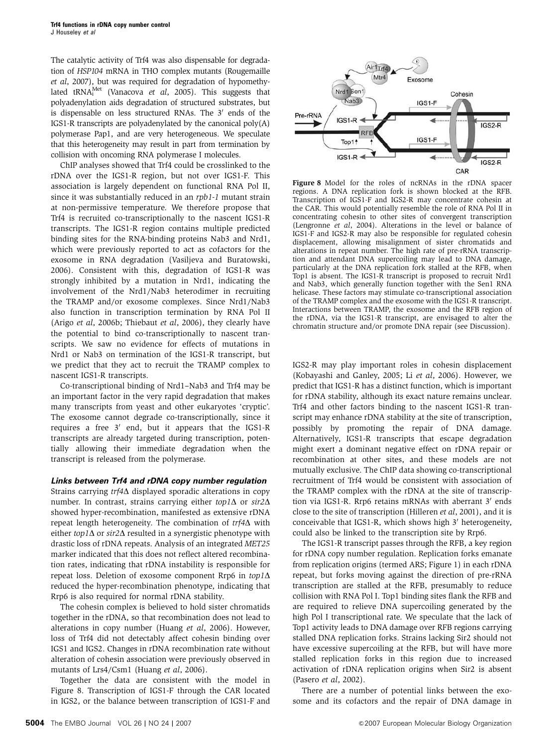The catalytic activity of Trf4 was also dispensable for degradation of *HSP104* mRNA in THO complex mutants (Rougemaille *et al*, 2007), but was required for degradation of hypomethylated $tRNA_i^{Met}$ (Vanacova *et al*, 2005). This suggests that polyadenylation aids degradation of structured substrates, but is dispensable on less structured RNAs. The 3′ ends of the IGS1-R transcripts are polyadenylated by the canonical poly(A) polymerase Pap1, and are very heterogeneous. We speculate that this heterogeneity may result in part from termination by collision with oncoming RNA polymerase I molecules.

ChIP analyses showed that Trf4 could be crosslinked to the rDNA over the IGS1-R region, but not over IGS1-F. This association is largely dependent on functional RNA Pol II, since it was substantially reduced in an *rpb1-1* mutant strain at non-permissive temperature. We therefore propose that Trf4 is recruited co-transcriptionally to the nascent IGS1-R transcripts. The IGS1-R region contains multiple predicted binding sites for the RNA-binding proteins Nab3 and Nrd1, which were previously reported to act as cofactors for the exosome in RNA degradation (Vasiljeva and Buratowski, 2006). Consistent with this, degradation of IGS1-R was strongly inhibited by a mutation in Nrd1, indicating the involvement of the Nrd1/Nab3 heterodimer in recruiting the TRAMP and/or exosome complexes. Since Nrd1/Nab3 also function in transcription termination by RNA Pol II (Arigo *et al*, 2006b; Thiebaut *et al*, 2006), they clearly have the potential to bind co-transcriptionally to nascent transcripts. We saw no evidence for effects of mutations in Nrd1 or Nab3 on termination of the IGS1-R transcript, but we predict that they act to recruit the TRAMP complex to nascent IGS1-R transcripts.

Co-transcriptional binding of Nrd1–Nab3 and Trf4 may be an important factor in the very rapid degradation that makes many transcripts from yeast and other eukaryotes 'cryptic'. The exosome cannot degrade co-transcriptionally, since it requires a free 3′ end, but it appears that the IGS1-R transcripts are already targeted during transcription, potentially allowing their immediate degradation when the transcript is released from the polymerase.

### Links between Trf4 and rDNA copy number regulation

Strains carrying *trf4*Δ displayed sporadic alterations in copy number. In contrast, strains carrying either *top1*Δ or *sir2*Δ showed hyper-recombination, manifested as extensive rDNA repeat length heterogeneity. The combination of *trf4*Δ with either *top1*Δ or *sir2*Δ resulted in a synergistic phenotype with drastic loss of rDNA repeats. Analysis of an integrated *MET25* marker indicated that this does not reflect altered recombination rates, indicating that rDNA instability is responsible for repeat loss. Deletion of exosome component Rrp6 in *top1*Δ reduced the hyper-recombination phenotype, indicating that Rrp6 is also required for normal rDNA stability.

The cohesin complex is believed to hold sister chromatids together in the rDNA, so that recombination does not lead to alterations in copy number (Huang *et al*, 2006). However, loss of Trf4 did not detectably affect cohesin binding over IGS1 and IGS2. Changes in rDNA recombination rate without alteration of cohesin association were previously observed in mutants of Lrs4/Csm1 (Huang *et al*, 2006).

Together the data are consistent with the model in Figure 8. Transcription of IGS1-F through the CAR located in IGS2, or the balance between transcription of IGS1-F and IGS2-R may play important roles in cohesin displacement (Kobayashi and Ganley, 2005; Li *et al*, 2006). However, we predict that IGS1-R has a distinct function, which is important for rDNA stability, although its exact nature remains unclear. Trf4 and other factors binding to the nascent IGS1-R transcript may enhance rDNA stability at the site of transcription, possibly by promoting the repair of DNA damage. Alternatively, IGS1-R transcripts that escape degradation might exert a dominant negative effect on rDNA repair or recombination at other sites, and these models are not mutually exclusive. The ChIP data showing co-transcriptional recruitment of Trf4 would be consistent with association of the TRAMP complex with the rDNA at the site of transcription via IGS1-R. Rrp6 retains mRNAs with aberrant 3′ ends close to the site of transcription (Hilleren *et al*, 2001), and it is conceivable that IGS1-R, which shows high 3′ heterogeneity, could also be linked to the transcription site by Rrp6.

**Figure 8** Model for the roles of ncRNAs in the rDNA spacer regions. A DNA replication fork is shown blocked at the RFB. Transcription of IGS1-F and IGS2-R may concentrate cohesin at the CAR. This would potentially resemble the role of RNA Pol II in concentrating cohesin to other sites of convergent transcription (Lengronne *et al*, 2004). Alterations in the level or balance of IGS1-F and IGS2-R may also be responsible for regulated cohesin displacement, allowing misalignment of sister chromatids and alterations in repeat number. The high rate of pre-rRNA transcription and attendant DNA supercoiling may lead to DNA damage, particularly at the DNA replication fork stalled at the RFB, when Top1 is absent. The IGS1-R transcript is proposed to recruit Nrd1 and Nab3, which generally function together with the Sen1 RNA helicase. These factors may stimulate co-transcriptional association of the TRAMP complex and the exosome with the IGS1-R transcript. Interactions between TRAMP, the exosome and the RFB region of the rDNA, via the IGS1-R transcript, are envisaged to alter the chromatin structure and/or promote DNA repair (see Discussion).

The IGS1-R transcript passes through the RFB, a key region for rDNA copy number regulation. Replication forks emanate from replication origins (termed ARS; Figure 1) in each rDNA repeat, but forks moving against the direction of pre-rRNA transcription are stalled at the RFB, presumably to reduce collision with RNA Pol I. Top1 binding sites flank the RFB and are required to relieve DNA supercoiling generated by the high Pol I transcriptional rate. We speculate that the lack of Top1 activity leads to DNA damage over RFB regions carrying stalled DNA replication forks. Strains lacking Sir2 should not have excessive supercoiling at the RFB, but will have more stalled replication forks in this region due to increased activation of rDNA replication origins when Sir2 is absent (Pasero *et al*, 2002).

There are a number of potential links between the exosome and its cofactors and the repair of DNA damage in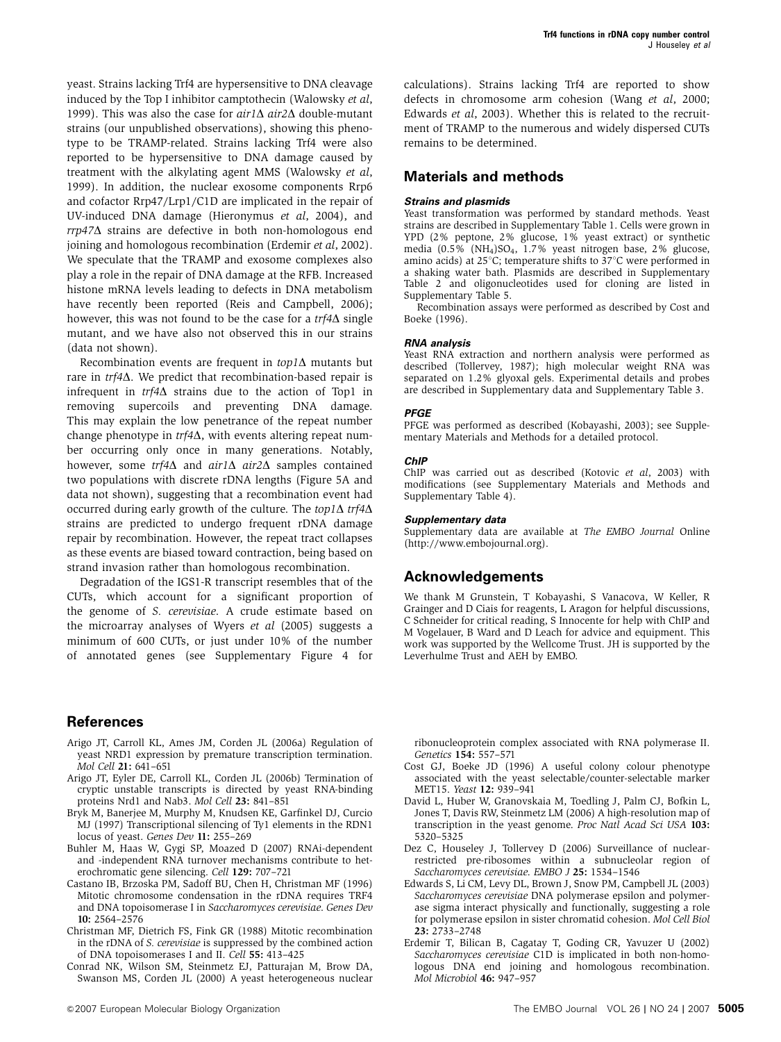yeast. Strains lacking Trf4 are hypersensitive to DNA cleavage induced by the Top I inhibitor camptothecin (Walowsky *et al*, 1999). This was also the case for *air1*Δ *air2*Δ double-mutant strains (our unpublished observations), showing this phenotype to be TRAMP-related. Strains lacking Trf4 were also reported to be hypersensitive to DNA damage caused by treatment with the alkylating agent MMS (Walowsky *et al*, 1999). In addition, the nuclear exosome components Rrp6 and cofactor Rrp47/Lrp1/C1D are implicated in the repair of UV-induced DNA damage (Hieronymus *et al*, 2004), and *rrp47*Δ strains are defective in both non-homologous end joining and homologous recombination (Erdemir *et al*, 2002). We speculate that the TRAMP and exosome complexes also play a role in the repair of DNA damage at the RFB. Increased histone mRNA levels leading to defects in DNA metabolism have recently been reported (Reis and Campbell, 2006); however, this was not found to be the case for a *trf4*Δ single mutant, and we have also not observed this in our strains (data not shown).

Recombination events are frequent in *top1*Δ mutants but rare in *trf4*Δ. We predict that recombination-based repair is infrequent in *trf4*Δ strains due to the action of Top1 in removing supercoils and preventing DNA damage. This may explain the low penetrance of the repeat number change phenotype in *trf4*Δ, with events altering repeat number occurring only once in many generations. Notably, however, some *trf4*Δ and *air1*Δ *air2*Δ samples contained two populations with discrete rDNA lengths (Figure 5A and data not shown), suggesting that a recombination event had occurred during early growth of the culture. The *top1*Δ *trf4*Δ strains are predicted to undergo frequent rDNA damage repair by recombination. However, the repeat tract collapses as these events are biased toward contraction, being based on strand invasion rather than homologous recombination.

Degradation of the IGS1-R transcript resembles that of the CUTs, which account for a significant proportion of the genome of *S. cerevisiae*. A crude estimate based on the microarray analyses of Wyers *et al* (2005) suggests a minimum of 600 CUTs, or just under 10% of the number of annotated genes (see Supplementary Figure 4 for calculations). Strains lacking Trf4 are reported to show defects in chromosome arm cohesion (Wang *et al*, 2000; Edwards *et al*, 2003). Whether this is related to the recruitment of TRAMP to the numerous and widely dispersed CUTs remains to be determined.

## Materials and methods

### Strains and plasmids

Yeast transformation was performed by standard methods. Yeast strains are described in Supplementary Table 1. Cells were grown in YPD (2% peptone, 2% glucose, 1% yeast extract) or synthetic media (0.5% $(NH_4)SO_4$, 1.7% yeast nitrogen base, 2% glucose, amino acids) at 25°C; temperature shifts to 37°C were performed in a shaking water bath. Plasmids are described in Supplementary Table 2 and oligonucleotides used for cloning are listed in Supplementary Table 5.

Recombination assays were performed as described by Cost and Boeke (1996).

### RNA analysis

Yeast RNA extraction and northern analysis were performed as described (Tollervey, 1987); high molecular weight RNA was separated on 1.2% glyoxal gels. Experimental details and probes are described in Supplementary data and Supplementary Table 3.

### PFGE

PFGE was performed as described (Kobayashi, 2003); see Supplementary Materials and Methods for a detailed protocol.

### ChIP

ChIP was carried out as described (Kotovic *et al*, 2003) with modifications (see Supplementary Materials and Methods and Supplementary Table 4).

### Supplementary data

Supplementary data are available at *The EMBO Journal* Online (http://www.embojournal.org).

## Acknowledgements

We thank M Grunstein, T Kobayashi, S Vanacova, W Keller, R Grainger and D Ciais for reagents, L Aragon for helpful discussions, C Schneider for critical reading, S Innocente for help with ChIP and M Vogelauer, B Ward and D Leach for advice and equipment. This work was supported by the Wellcome Trust. JH is supported by the Leverhulme Trust and AEH by EMBO.

## References

Arigo JT, Carroll KL, Ames JM, Corden JL (2006a) Regulation of yeast NRD1 expression by premature transcription termination. *Mol Cell* **21:** 641–651

Arigo JT, Eyler DE, Carroll KL, Corden JL (2006b) Termination of cryptic unstable transcripts is directed by yeast RNA-binding proteins Nrd1 and Nab3. *Mol Cell* **23:** 841–851

Bryk M, Banerjee M, Murphy M, Knudsen KE, Garfinkel DJ, Curcio MJ (1997) Transcriptional silencing of Ty1 elements in the RDN1 locus of yeast. *Genes Dev* **11:** 255–269

Buhler M, Haas W, Gygi SP, Moazed D (2007) RNAi-dependent and -independent RNA turnover mechanisms contribute to heterochromatic gene silencing. *Cell* **129:** 707–721

Castano IB, Brzoska PM, Sadoff BU, Chen H, Christman MF (1996) Mitotic chromosome condensation in the rDNA requires TRF4 and DNA topoisomerase I in *Saccharomyces cerevisiae*. *Genes Dev* **10:** 2564–2576

Christman MF, Dietrich FS, Fink GR (1988) Mitotic recombination in the rDNA of *S. cerevisiae* is suppressed by the combined action of DNA topoisomerases I and II. *Cell* **55:** 413–425

Conrad NK, Wilson SM, Steinmetz EJ, Patturajan M, Brow DA, Swanson MS, Corden JL (2000) A yeast heterogeneous nuclear ribonucleoprotein complex associated with RNA polymerase II. *Genetics* **154:** 557–571

Cost GJ, Boeke JD (1996) A useful colony colour phenotype associated with the yeast selectable/counter-selectable marker MET15. *Yeast* **12:** 939–941

David L, Huber W, Granovskaia M, Toedling J, Palm CJ, Bofkin L, Jones T, Davis RW, Steinmetz LM (2006) A high-resolution map of transcription in the yeast genome. *Proc Natl Acad Sci USA* **103:** 5320–5325

Dez C, Houseley J, Tollervey D (2006) Surveillance of nuclear-restricted pre-ribosomes within a subnucleolar region of *Saccharomyces cerevisiae*. *EMBO J* **25:** 1534–1546

Edwards S, Li CM, Levy DL, Brown J, Snow PM, Campbell JL (2003) *Saccharomyces cerevisiae* DNA polymerase epsilon and polymerase sigma interact physically and functionally, suggesting a role for polymerase epsilon in sister chromatid cohesion. *Mol Cell Biol* **23:** 2733–2748

Erdemir T, Bilican B, Cagatay T, Goding CR, Yavuzer U (2002) *Saccharomyces cerevisiae* C1D is implicated in both non-homologous DNA end joining and homologous recombination. *Mol Microbiol* **46:** 947–957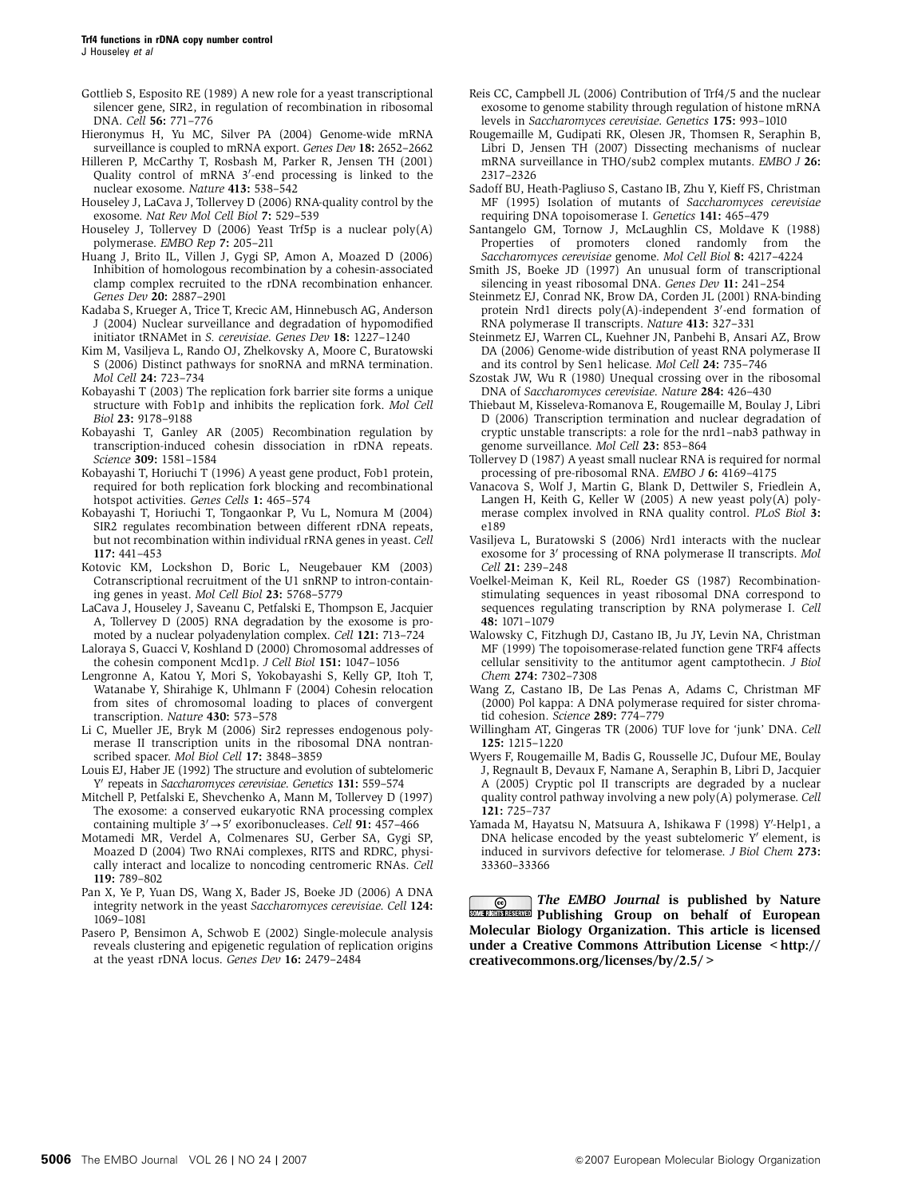Gottlieb S, Esposito RE (1989) A new role for a yeast transcriptional silencer gene, SIR2, in regulation of recombination in ribosomal DNA. *Cell* **56:** 771–776

Hieronymus H, Yu MC, Silver PA (2004) Genome-wide mRNA surveillance is coupled to mRNA export. *Genes Dev* **18:** 2652–2662

Hilleren P, McCarthy T, Rosbash M, Parker R, Jensen TH (2001) Quality control of mRNA 3′-end processing is linked to the nuclear exosome. *Nature* **413:** 538–542

Houseley J, LaCava J, Tollervey D (2006) RNA-quality control by the exosome. *Nat Rev Mol Cell Biol* **7:** 529–539

Houseley J, Tollervey D (2006) Yeast Trf5p is a nuclear poly(A) polymerase. *EMBO Rep* **7:** 205–211

Huang J, Brito IL, Villen J, Gygi SP, Amon A, Moazed D (2006) Inhibition of homologous recombination by a cohesin-associated clamp complex recruited to the rDNA recombination enhancer. *Genes Dev* **20:** 2887–2901

Kadaba S, Krueger A, Trice T, Krecic AM, Hinnebusch AG, Anderson J (2004) Nuclear surveillance and degradation of hypomodified initiator tRNAMet in *S. cerevisiae*. *Genes Dev* **18:** 1227–1240

Kim M, Vasiljeva L, Rando OJ, Zhelkovsky A, Moore C, Buratowski S (2006) Distinct pathways for snoRNA and mRNA termination. *Mol Cell* **24:** 723–734

Kobayashi T (2003) The replication fork barrier site forms a unique structure with Fob1p and inhibits the replication fork. *Mol Cell Biol* **23:** 9178–9188

Kobayashi T, Ganley AR (2005) Recombination regulation by transcription-induced cohesin dissociation in rDNA repeats. *Science* **309:** 1581–1584

Kobayashi T, Horiuchi T (1996) A yeast gene product, Fob1 protein, required for both replication fork blocking and recombinational hotspot activities. *Genes Cells* **1:** 465–574

Kobayashi T, Horiuchi T, Tongaonkar P, Vu L, Nomura M (2004) SIR2 regulates recombination between different rDNA repeats, but not recombination within individual rRNA genes in yeast. *Cell* **117:** 441–453

Kotovic KM, Lockshon D, Boric L, Neugebauer KM (2003) Cotranscriptional recruitment of the U1 snRNP to intron-containing genes in yeast. *Mol Cell Biol* **23:** 5768–5779

LaCava J, Houseley J, Saveanu C, Petfalski E, Thompson E, Jacquier A, Tollervey D (2005) RNA degradation by the exosome is promoted by a nuclear polyadenylation complex. *Cell* **121:** 713–724

Laloraya S, Guacci V, Koshland D (2000) Chromosomal addresses of the cohesin component Mcd1p. *J Cell Biol* **151:** 1047–1056

Lengronne A, Katou Y, Mori S, Yokobayashi S, Kelly GP, Itoh T, Watanabe Y, Shirahige K, Uhlmann F (2004) Cohesin relocation from sites of chromosomal loading to places of convergent transcription. *Nature* **430:** 573–578

Li C, Mueller JE, Bryk M (2006) Sir2 represses endogenous polymerase II transcription units in the ribosomal DNA nontranscribed spacer. *Mol Biol Cell* **17:** 3848–3859

Louis EJ, Haber JE (1992) The structure and evolution of subtelomeric Y′ repeats in *Saccharomyces cerevisiae*. *Genetics* **131:** 559–574

Mitchell P, Petfalski E, Shevchenko A, Mann M, Tollervey D (1997) The exosome: a conserved eukaryotic RNA processing complex containing multiple 3′→5′ exoribonucleases. *Cell* **91:** 457–466

Motamedi MR, Verdel A, Colmenares SU, Gerber SA, Gygi SP, Moazed D (2004) Two RNAi complexes, RITS and RDRC, physically interact and localize to noncoding centromeric RNAs. *Cell* **119:** 789–802

Pan X, Ye P, Yuan DS, Wang X, Bader JS, Boeke JD (2006) A DNA integrity network in the yeast *Saccharomyces cerevisiae*. *Cell* **124:** 1069–1081

Pasero P, Bensimon A, Schwob E (2002) Single-molecule analysis reveals clustering and epigenetic regulation of replication origins at the yeast rDNA locus. *Genes Dev* **16:** 2479–2484

Reis CC, Campbell JL (2006) Contribution of Trf4/5 and the nuclear exosome to genome stability through regulation of histone mRNA levels in *Saccharomyces cerevisiae*. *Genetics* **175:** 993–1010

Rougemaille M, Gudipati RK, Olesen JR, Thomsen R, Seraphin B, Libri D, Jensen TH (2007) Dissecting mechanisms of nuclear mRNA surveillance in THO/sub2 complex mutants. *EMBO J* **26:** 2317–2326

Sadoff BU, Heath-Pagliuso S, Castano IB, Zhu Y, Kieff FS, Christman MF (1995) Isolation of mutants of *Saccharomyces cerevisiae* requiring DNA topoisomerase I. *Genetics* **141:** 465–479

Santangelo GM, Tornow J, McLaughlin CS, Moldave K (1988) Properties of promoters cloned randomly from the *Saccharomyces cerevisiae* genome. *Mol Cell Biol* **8:** 4217–4224

Smith JS, Boeke JD (1997) An unusual form of transcriptional silencing in yeast ribosomal DNA. *Genes Dev* **11:** 241–254

Steinmetz EJ, Conrad NK, Brow DA, Corden JL (2001) RNA-binding protein Nrd1 directs poly(A)-independent 3′-end formation of RNA polymerase II transcripts. *Nature* **413:** 327–331

Steinmetz EJ, Warren CL, Kuehner JN, Panbehi B, Ansari AZ, Brow DA (2006) Genome-wide distribution of yeast RNA polymerase II and its control by Sen1 helicase. *Mol Cell* **24:** 735–746

Szostak JW, Wu R (1980) Unequal crossing over in the ribosomal DNA of *Saccharomyces cerevisiae*. *Nature* **284:** 426–430

Thiebaut M, Kisseleva-Romanova E, Rougemaille M, Boulay J, Libri D (2006) Transcription termination and nuclear degradation of cryptic unstable transcripts: a role for the nrd1–nab3 pathway in genome surveillance. *Mol Cell* **23:** 853–864

Tollervey D (1987) A yeast small nuclear RNA is required for normal processing of pre-ribosomal RNA. *EMBO J* **6:** 4169–4175

Vanacova S, Wolf J, Martin G, Blank D, Dettwiler S, Friedlein A, Langen H, Keith G, Keller W (2005) A new yeast poly(A) polymerase complex involved in RNA quality control. *PLoS Biol* **3:** e189

Vasiljeva L, Buratowski S (2006) Nrd1 interacts with the nuclear exosome for 3′ processing of RNA polymerase II transcripts. *Mol Cell* **21:** 239–248

Voelkel-Meiman K, Keil RL, Roeder GS (1987) Recombination-stimulating sequences in yeast ribosomal DNA correspond to sequences regulating transcription by RNA polymerase I. *Cell* **48:** 1071–1079

Walowsky C, Fitzhugh DJ, Castano IB, Ju JY, Levin NA, Christman MF (1999) The topoisomerase-related function gene TRF4 affects cellular sensitivity to the antitumor agent camptothecin. *J Biol Chem* **274:** 7302–7308

Wang Z, Castano IB, De Las Penas A, Adams C, Christman MF (2000) Pol kappa: A DNA polymerase required for sister chromatid cohesion. *Science* **289:** 774–779

Willingham AT, Gingeras TR (2006) TUF love for 'junk' DNA. *Cell* **125:** 1215–1220

Wyers F, Rougemaille M, Badis G, Rousselle JC, Dufour ME, Boulay J, Regnault B, Devaux F, Namane A, Seraphin B, Libri D, Jacquier A (2005) Cryptic pol II transcripts are degraded by a nuclear quality control pathway involving a new poly(A) polymerase. *Cell* **121:** 725–737

Yamada M, Hayatsu N, Matsuura A, Ishikawa F (1998) Y′-Help1, a DNA helicase encoded by the yeast subtelomeric Y′ element, is induced in survivors defective for telomerase. *J Biol Chem* **273:** 33360–33366

***The EMBO Journal* is published by Nature Publishing Group on behalf of European Molecular Biology Organization. This article is licensed under a Creative Commons Attribution License <http://creativecommons.org/licenses/by/2.5/>**